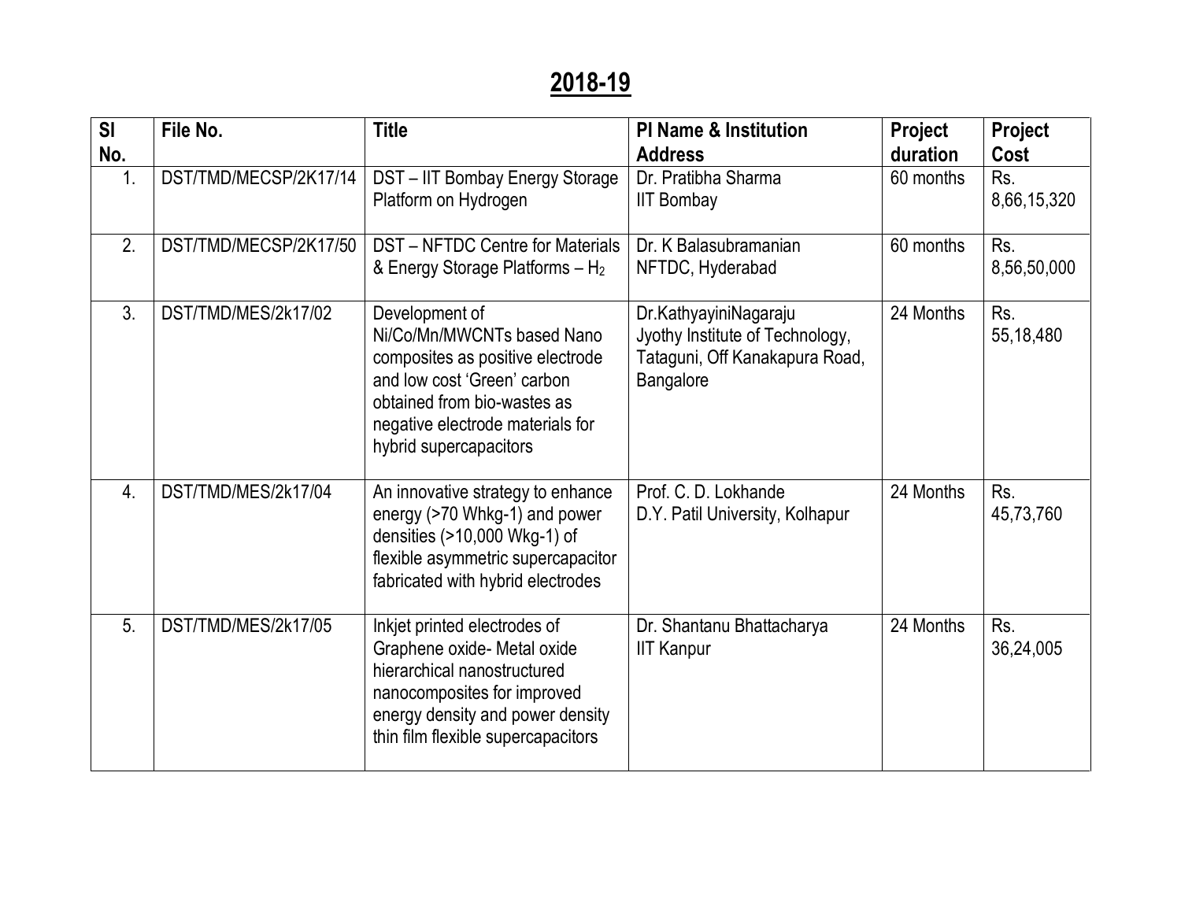# 2018-19

| Sl No. | File No. | Title | PI Name & Institution Address | Project duration | Project Cost |
|---|---|---|---|---|---|
| 1. | DST/TMD/MECSP/2K17/14 | DST – IIT Bombay Energy Storage Platform on Hydrogen | Dr. Pratibha Sharma IIT Bombay | 60 months | Rs. 8,66,15,320 |
| 2. | DST/TMD/MECSP/2K17/50 | DST – NFTDC Centre for Materials & Energy Storage Platforms – $H_2$ | Dr. K Balasubramanian NFTDC, Hyderabad | 60 months | Rs. 8,56,50,000 |
| 3. | DST/TMD/MES/2k17/02 | Development of Ni/Co/Mn/MWCNTs based Nano composites as positive electrode and low cost 'Green' carbon obtained from bio-wastes as negative electrode materials for hybrid supercapacitors | Dr.KathyayiniNagaraju Jyothy Institute of Technology, Tataguni, Off Kanakapura Road, Bangalore | 24 Months | Rs. 55,18,480 |
| 4. | DST/TMD/MES/2k17/04 | An innovative strategy to enhance energy (>70 Whkg-1) and power densities (>10,000 Wkg-1) of flexible asymmetric supercapacitor fabricated with hybrid electrodes | Prof. C. D. Lokhande D.Y. Patil University, Kolhapur | 24 Months | Rs. 45,73,760 |
| 5. | DST/TMD/MES/2k17/05 | Inkjet printed electrodes of Graphene oxide- Metal oxide hierarchical nanostructured nanocomposites for improved energy density and power density thin film flexible supercapacitors | Dr. Shantanu Bhattacharya IIT Kanpur | 24 Months | Rs. 36,24,005 |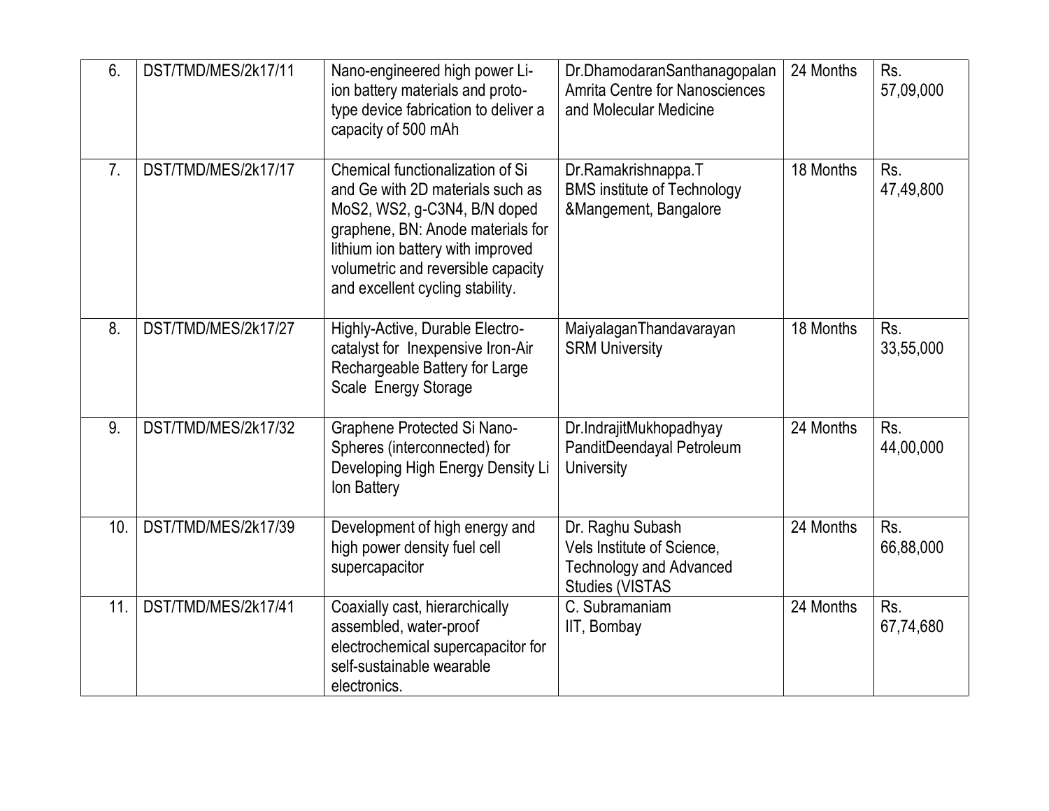| 6. | DST/TMD/MES/2k17/11 | Nano-engineered high power Li-ion battery materials and proto-type device fabrication to deliver a capacity of 500 mAh | Dr.DhamodaranSanthanagopalan Amrita Centre for Nanosciences and Molecular Medicine | 24 Months | Rs. 57,09,000 |
|---|---|---|---|---|---|
| 7. | DST/TMD/MES/2k17/17 | Chemical functionalization of Si and Ge with 2D materials such as $MoS_2$, $WS_2$, g-$C_3N_4$, B/N doped graphene, BN: Anode materials for lithium ion battery with improved volumetric and reversible capacity and excellent cycling stability. | Dr.Ramakrishnappa.T BMS institute of Technology &Mangement, Bangalore | 18 Months | Rs. 47,49,800 |
| 8. | DST/TMD/MES/2k17/27 | Highly-Active, Durable Electro-catalyst for Inexpensive Iron-Air Rechargeable Battery for Large Scale Energy Storage | MaiyalaganThandavarayan SRM University | 18 Months | Rs. 33,55,000 |
| 9. | DST/TMD/MES/2k17/32 | Graphene Protected Si Nano-Spheres (interconnected) for Developing High Energy Density Li Ion Battery | Dr.IndrajitMukhopadhyay PanditDeendayal Petroleum University | 24 Months | Rs. 44,00,000 |
| 10. | DST/TMD/MES/2k17/39 | Development of high energy and high power density fuel cell supercapacitor | Dr. Raghu Subash Vels Institute of Science, Technology and Advanced Studies (VISTAS | 24 Months | Rs. 66,88,000 |
| 11. | DST/TMD/MES/2k17/41 | Coaxially cast, hierarchically assembled, water-proof electrochemical supercapacitor for self-sustainable wearable electronics. | C. Subramaniam IIT, Bombay | 24 Months | Rs. 67,74,680 |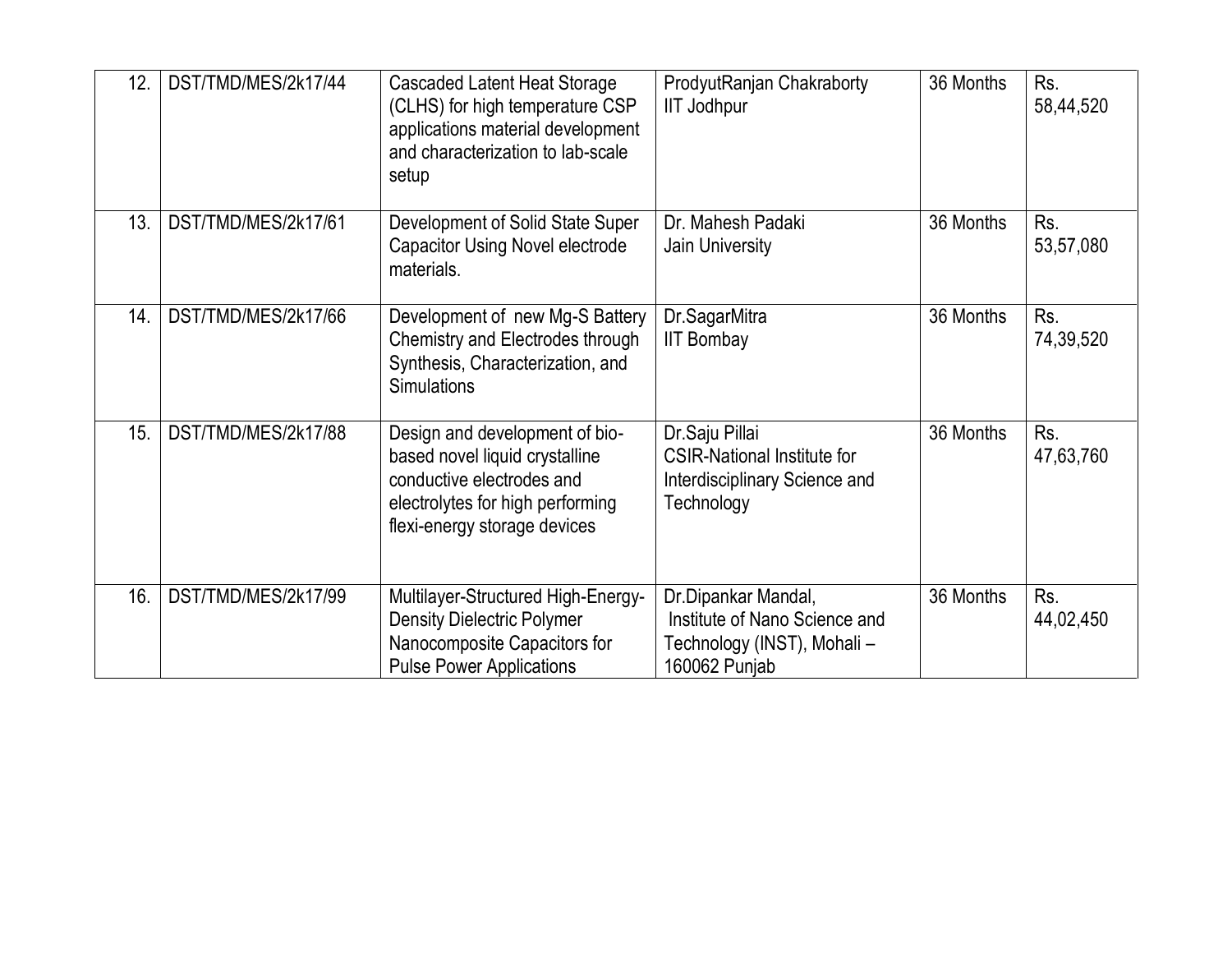| | | | | | |
|---|---|---|---|---|---|
| 12. | DST/TMD/MES/2k17/44 | Cascaded Latent Heat Storage (CLHS) for high temperature CSP applications material development and characterization to lab-scale setup | ProdyutRanjan Chakraborty IIT Jodhpur | 36 Months | Rs. 58,44,520 |
| 13. | DST/TMD/MES/2k17/61 | Development of Solid State Super Capacitor Using Novel electrode materials. | Dr. Mahesh Padaki Jain University | 36 Months | Rs. 53,57,080 |
| 14. | DST/TMD/MES/2k17/66 | Development of new Mg-S Battery Chemistry and Electrodes through Synthesis, Characterization, and Simulations | Dr.SagarMitra IIT Bombay | 36 Months | Rs. 74,39,520 |
| 15. | DST/TMD/MES/2k17/88 | Design and development of bio-based novel liquid crystalline conductive electrodes and electrolytes for high performing flexi-energy storage devices | Dr.Saju Pillai CSIR-National Institute for Interdisciplinary Science and Technology | 36 Months | Rs. 47,63,760 |
| 16. | DST/TMD/MES/2k17/99 | Multilayer-Structured High-Energy-Density Dielectric Polymer Nanocomposite Capacitors for Pulse Power Applications | Dr.Dipankar Mandal, Institute of Nano Science and Technology (INST), Mohali – 160062 Punjab | 36 Months | Rs. 44,02,450 |